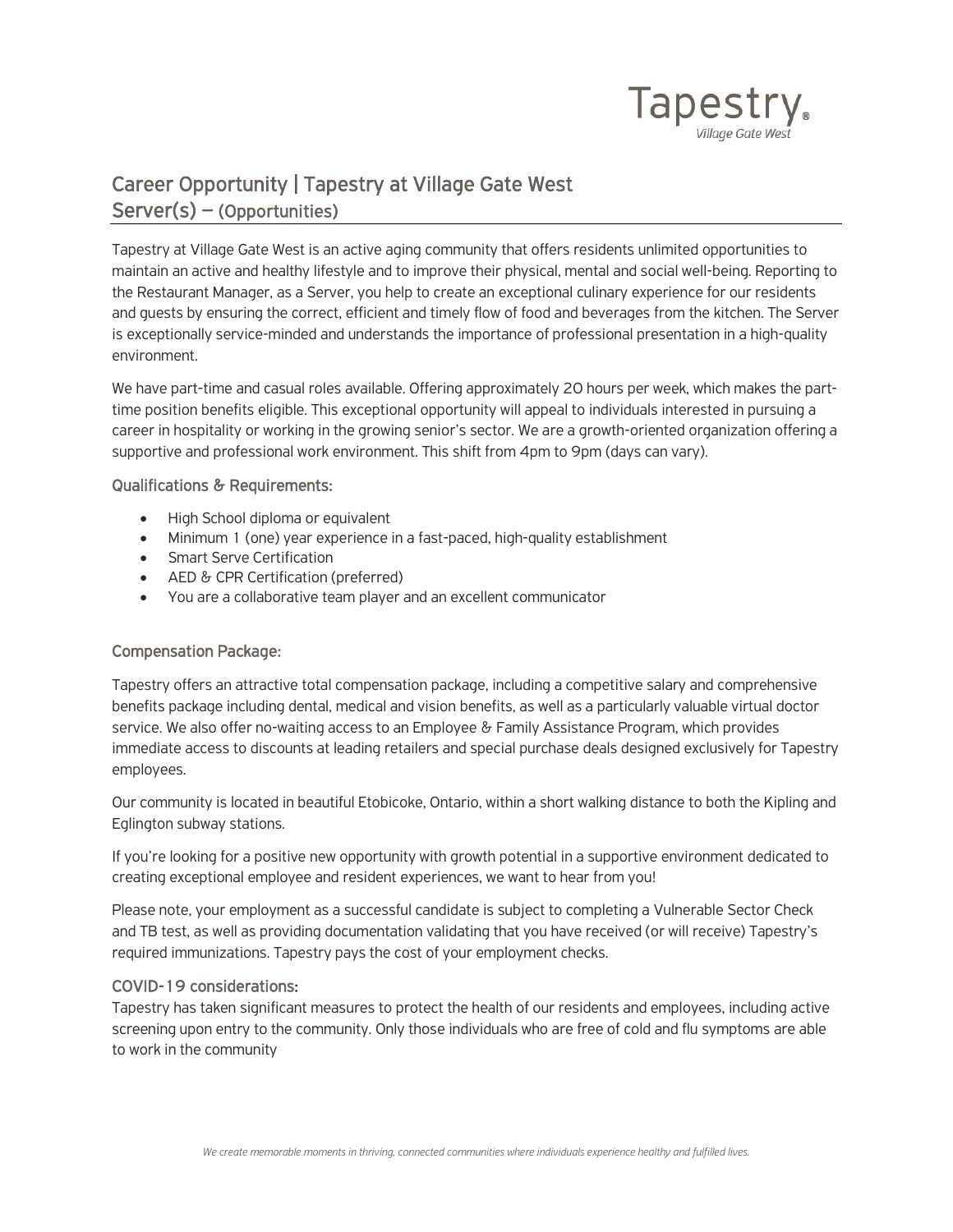Tapestry®
Village Gate West

# Career Opportunity | Tapestry at Village Gate West
## Server(s) – (Opportunities)

Tapestry at Village Gate West is an active aging community that offers residents unlimited opportunities to maintain an active and healthy lifestyle and to improve their physical, mental and social well-being. Reporting to the Restaurant Manager, as a Server, you help to create an exceptional culinary experience for our residents and guests by ensuring the correct, efficient and timely flow of food and beverages from the kitchen. The Server is exceptionally service-minded and understands the importance of professional presentation in a high-quality environment.

We have part-time and casual roles available. Offering approximately 20 hours per week, which makes the part-time position benefits eligible. This exceptional opportunity will appeal to individuals interested in pursuing a career in hospitality or working in the growing senior's sector. We are a growth-oriented organization offering a supportive and professional work environment. This shift from 4pm to 9pm (days can vary).

### Qualifications & Requirements:

- High School diploma or equivalent
- Minimum 1 (one) year experience in a fast-paced, high-quality establishment
- Smart Serve Certification
- AED & CPR Certification (preferred)
- You are a collaborative team player and an excellent communicator

### Compensation Package:

Tapestry offers an attractive total compensation package, including a competitive salary and comprehensive benefits package including dental, medical and vision benefits, as well as a particularly valuable virtual doctor service. We also offer no-waiting access to an Employee & Family Assistance Program, which provides immediate access to discounts at leading retailers and special purchase deals designed exclusively for Tapestry employees.

Our community is located in beautiful Etobicoke, Ontario, within a short walking distance to both the Kipling and Eglington subway stations.

If you're looking for a positive new opportunity with growth potential in a supportive environment dedicated to creating exceptional employee and resident experiences, we want to hear from you!

Please note, your employment as a successful candidate is subject to completing a Vulnerable Sector Check and TB test, as well as providing documentation validating that you have received (or will receive) Tapestry's required immunizations. Tapestry pays the cost of your employment checks.

### COVID-19 considerations:

Tapestry has taken significant measures to protect the health of our residents and employees, including active screening upon entry to the community. Only those individuals who are free of cold and flu symptoms are able to work in the community

*We create memorable moments in thriving, connected communities where individuals experience healthy and fulfilled lives.*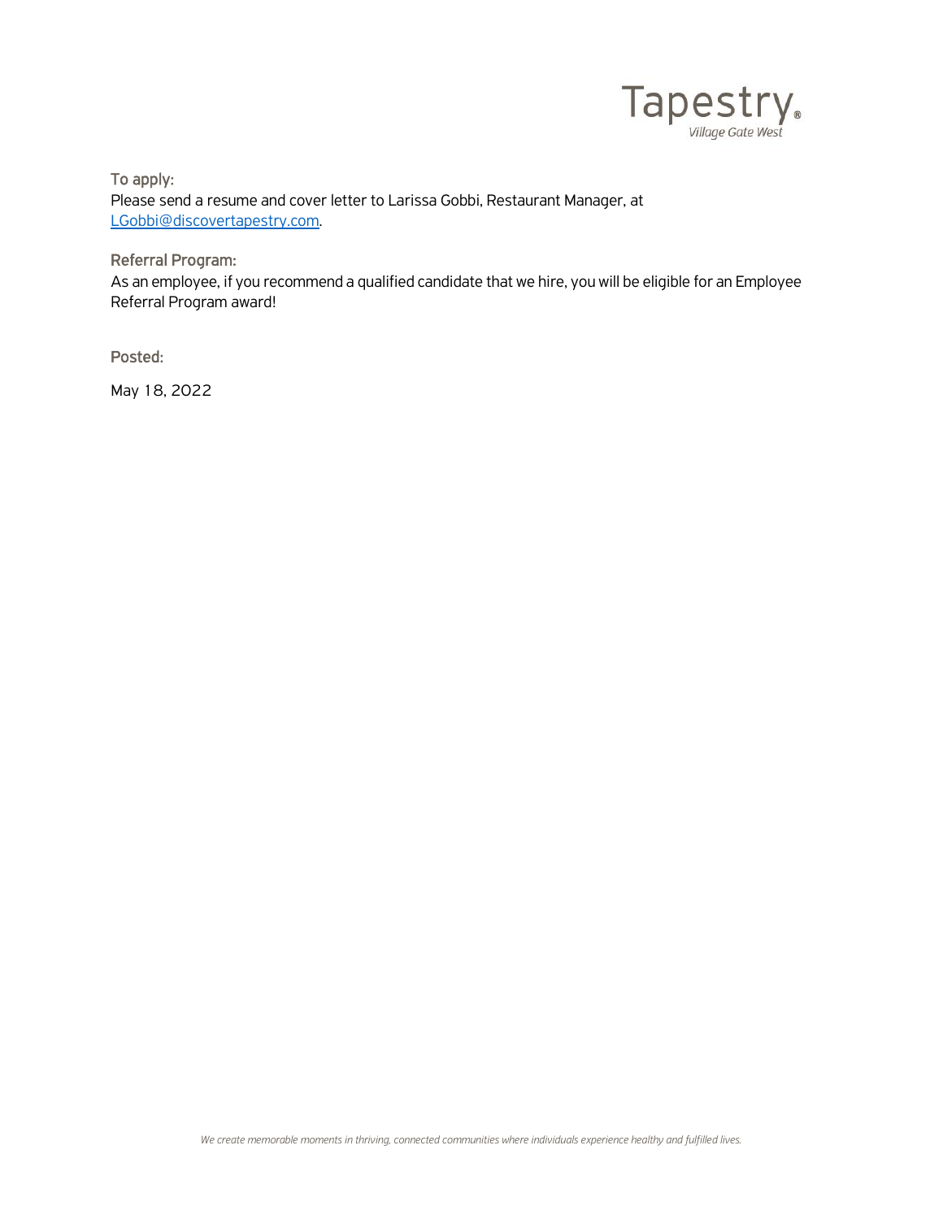### To apply:

Please send a resume and cover letter to Larissa Gobbi, Restaurant Manager, at [LGobbi@discovertapestry.com](mailto:LGobbi@discovertapestry.com).

### Referral Program:

As an employee, if you recommend a qualified candidate that we hire, you will be eligible for an Employee Referral Program award!

### Posted:

May 18, 2022